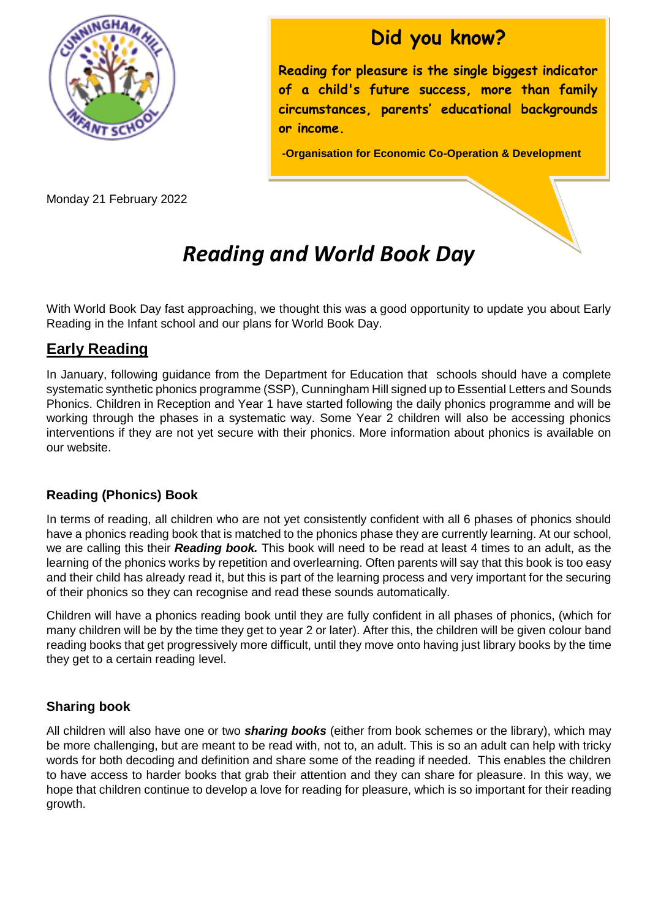**Did you know?**

**Reading for pleasure is the single biggest indicator of a child's future success, more than family circumstances, parents' educational backgrounds or income.**

**-Organisation for Economic Co-Operation & Development**

Monday 21 February 2022

# *Reading and World Book Day*

With World Book Day fast approaching, we thought this was a good opportunity to update you about Early Reading in the Infant school and our plans for World Book Day.

## Early Reading

In January, following guidance from the Department for Education that schools should have a complete systematic synthetic phonics programme (SSP), Cunningham Hill signed up to Essential Letters and Sounds Phonics. Children in Reception and Year 1 have started following the daily phonics programme and will be working through the phases in a systematic way. Some Year 2 children will also be accessing phonics interventions if they are not yet secure with their phonics. More information about phonics is available on our website.

### Reading (Phonics) Book

In terms of reading, all children who are not yet consistently confident with all 6 phases of phonics should have a phonics reading book that is matched to the phonics phase they are currently learning. At our school, we are calling this their ***Reading book.*** This book will need to be read at least 4 times to an adult, as the learning of the phonics works by repetition and overlearning. Often parents will say that this book is too easy and their child has already read it, but this is part of the learning process and very important for the securing of their phonics so they can recognise and read these sounds automatically.

Children will have a phonics reading book until they are fully confident in all phases of phonics, (which for many children will be by the time they get to year 2 or later). After this, the children will be given colour band reading books that get progressively more difficult, until they move onto having just library books by the time they get to a certain reading level.

### Sharing book

All children will also have one or two ***sharing books*** (either from book schemes or the library), which may be more challenging, but are meant to be read with, not to, an adult. This is so an adult can help with tricky words for both decoding and definition and share some of the reading if needed. This enables the children to have access to harder books that grab their attention and they can share for pleasure. In this way, we hope that children continue to develop a love for reading for pleasure, which is so important for their reading growth.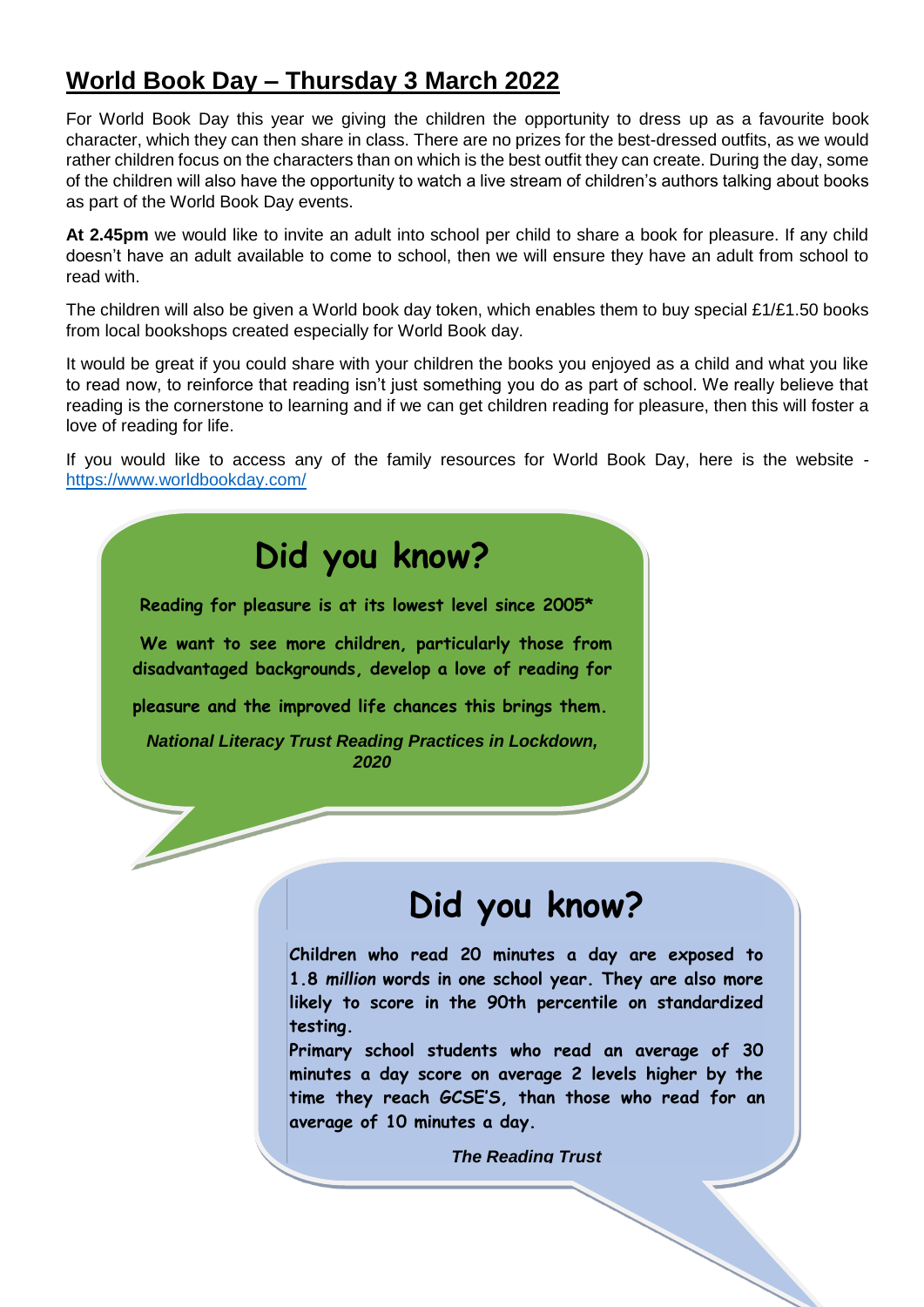## World Book Day – Thursday 3 March 2022

For World Book Day this year we giving the children the opportunity to dress up as a favourite book character, which they can then share in class. There are no prizes for the best-dressed outfits, as we would rather children focus on the characters than on which is the best outfit they can create. During the day, some of the children will also have the opportunity to watch a live stream of children's authors talking about books as part of the World Book Day events.

**At 2.45pm** we would like to invite an adult into school per child to share a book for pleasure. If any child doesn't have an adult available to come to school, then we will ensure they have an adult from school to read with.

The children will also be given a World book day token, which enables them to buy special £1/£1.50 books from local bookshops created especially for World Book day.

It would be great if you could share with your children the books you enjoyed as a child and what you like to read now, to reinforce that reading isn't just something you do as part of school. We really believe that reading is the cornerstone to learning and if we can get children reading for pleasure, then this will foster a love of reading for life.

If you would like to access any of the family resources for World Book Day, here is the website - https://www.worldbookday.com/

### Did you know?

**Reading for pleasure is at its lowest level since 2005***

**We want to see more children, particularly those from disadvantaged backgrounds, develop a love of reading for pleasure and the improved life chances this brings them.**

***National Literacy Trust Reading Practices in Lockdown, 2020***

### Did you know?

**Children who read 20 minutes a day are exposed to 1.8 *million* words in one school year. They are also more likely to score in the 90th percentile on standardized testing.**

**Primary school students who read an average of 30 minutes a day score on average 2 levels higher by the time they reach GCSE'S, than those who read for an average of 10 minutes a day.**

***The Reading Trust***